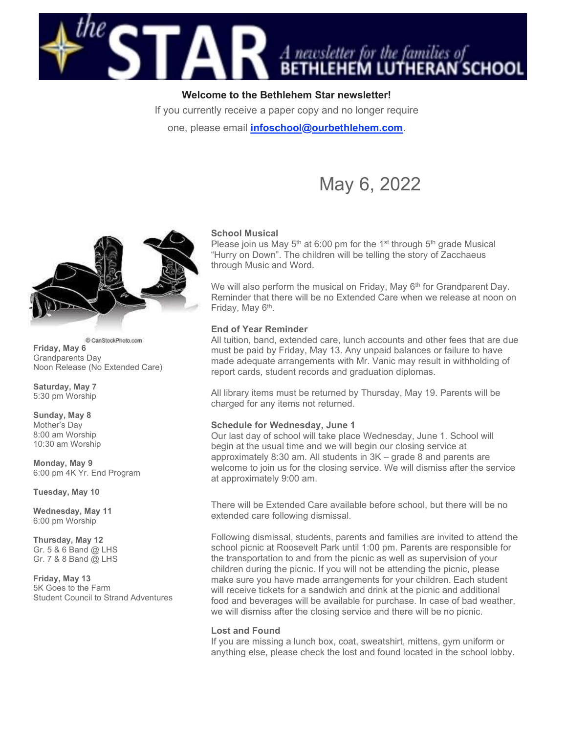# the STAR — A newsletter for the families of BETHLEHEM LUTHERAN SCHOOL

**Welcome to the Bethlehem Star newsletter!**

If you currently receive a paper copy and no longer require one, please email **infoschool@ourbethlehem.com**.

## May 6, 2022

© CanStockPhoto.com

**Friday, May 6**
Grandparents Day
Noon Release (No Extended Care)

**Saturday, May 7**
5:30 pm Worship

**Sunday, May 8**
Mother's Day
8:00 am Worship
10:30 am Worship

**Monday, May 9**
6:00 pm 4K Yr. End Program

**Tuesday, May 10**

**Wednesday, May 11**
6:00 pm Worship

**Thursday, May 12**
Gr. 5 & 6 Band @ LHS
Gr. 7 & 8 Band @ LHS

**Friday, May 13**
5K Goes to the Farm
Student Council to Strand Adventures

### School Musical

Please join us May 5th at 6:00 pm for the 1st through 5th grade Musical "Hurry on Down". The children will be telling the story of Zacchaeus through Music and Word.

We will also perform the musical on Friday, May 6th for Grandparent Day. Reminder that there will be no Extended Care when we release at noon on Friday, May 6th.

### End of Year Reminder

All tuition, band, extended care, lunch accounts and other fees that are due must be paid by Friday, May 13. Any unpaid balances or failure to have made adequate arrangements with Mr. Vanic may result in withholding of report cards, student records and graduation diplomas.

All library items must be returned by Thursday, May 19. Parents will be charged for any items not returned.

### Schedule for Wednesday, June 1

Our last day of school will take place Wednesday, June 1. School will begin at the usual time and we will begin our closing service at approximately 8:30 am. All students in 3K – grade 8 and parents are welcome to join us for the closing service. We will dismiss after the service at approximately 9:00 am.

There will be Extended Care available before school, but there will be no extended care following dismissal.

Following dismissal, students, parents and families are invited to attend the school picnic at Roosevelt Park until 1:00 pm. Parents are responsible for the transportation to and from the picnic as well as supervision of your children during the picnic. If you will not be attending the picnic, please make sure you have made arrangements for your children. Each student will receive tickets for a sandwich and drink at the picnic and additional food and beverages will be available for purchase. In case of bad weather, we will dismiss after the closing service and there will be no picnic.

### Lost and Found

If you are missing a lunch box, coat, sweatshirt, mittens, gym uniform or anything else, please check the lost and found located in the school lobby.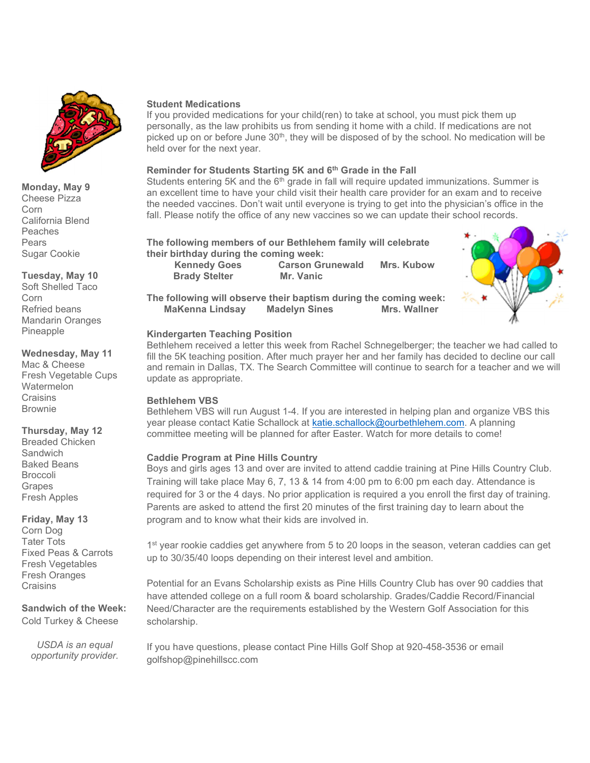**Monday, May 9**
Cheese Pizza
Corn
California Blend
Peaches
Pears
Sugar Cookie

**Tuesday, May 10**
Soft Shelled Taco
Corn
Refried beans
Mandarin Oranges
Pineapple

**Wednesday, May 11**
Mac & Cheese
Fresh Vegetable Cups
Watermelon
Craisins
Brownie

**Thursday, May 12**
Breaded Chicken Sandwich
Baked Beans
Broccoli
Grapes
Fresh Apples

**Friday, May 13**
Corn Dog
Tater Tots
Fixed Peas & Carrots
Fresh Vegetables
Fresh Oranges
Craisins

**Sandwich of the Week:**
Cold Turkey & Cheese

*USDA is an equal opportunity provider.*

**Student Medications**

If you provided medications for your child(ren) to take at school, you must pick them up personally, as the law prohibits us from sending it home with a child. If medications are not picked up on or before June 30th, they will be disposed of by the school. No medication will be held over for the next year.

**Reminder for Students Starting 5K and 6th Grade in the Fall**

Students entering 5K and the 6th grade in fall will require updated immunizations. Summer is an excellent time to have your child visit their health care provider for an exam and to receive the needed vaccines. Don't wait until everyone is trying to get into the physician's office in the fall. Please notify the office of any new vaccines so we can update their school records.

**The following members of our Bethlehem family will celebrate their birthday during the coming week:**

**Kennedy Goes** **Carson Grunewald** **Mrs. Kubow**
**Brady Stelter** **Mr. Vanic**

**The following will observe their baptism during the coming week:**

**MaKenna Lindsay** **Madelyn Sines** **Mrs. Wallner**

**Kindergarten Teaching Position**

Bethlehem received a letter this week from Rachel Schnegelberger; the teacher we had called to fill the 5K teaching position. After much prayer her and her family has decided to decline our call and remain in Dallas, TX. The Search Committee will continue to search for a teacher and we will update as appropriate.

**Bethlehem VBS**

Bethlehem VBS will run August 1-4. If you are interested in helping plan and organize VBS this year please contact Katie Schallock at katie.schallock@ourbethlehem.com. A planning committee meeting will be planned for after Easter. Watch for more details to come!

**Caddie Program at Pine Hills Country**

Boys and girls ages 13 and over are invited to attend caddie training at Pine Hills Country Club. Training will take place May 6, 7, 13 & 14 from 4:00 pm to 6:00 pm each day. Attendance is required for 3 or the 4 days. No prior application is required a you enroll the first day of training. Parents are asked to attend the first 20 minutes of the first training day to learn about the program and to know what their kids are involved in.

1st year rookie caddies get anywhere from 5 to 20 loops in the season, veteran caddies can get up to 30/35/40 loops depending on their interest level and ambition.

Potential for an Evans Scholarship exists as Pine Hills Country Club has over 90 caddies that have attended college on a full room & board scholarship. Grades/Caddie Record/Financial Need/Character are the requirements established by the Western Golf Association for this scholarship.

If you have questions, please contact Pine Hills Golf Shop at 920-458-3536 or email golfshop@pinehillscc.com